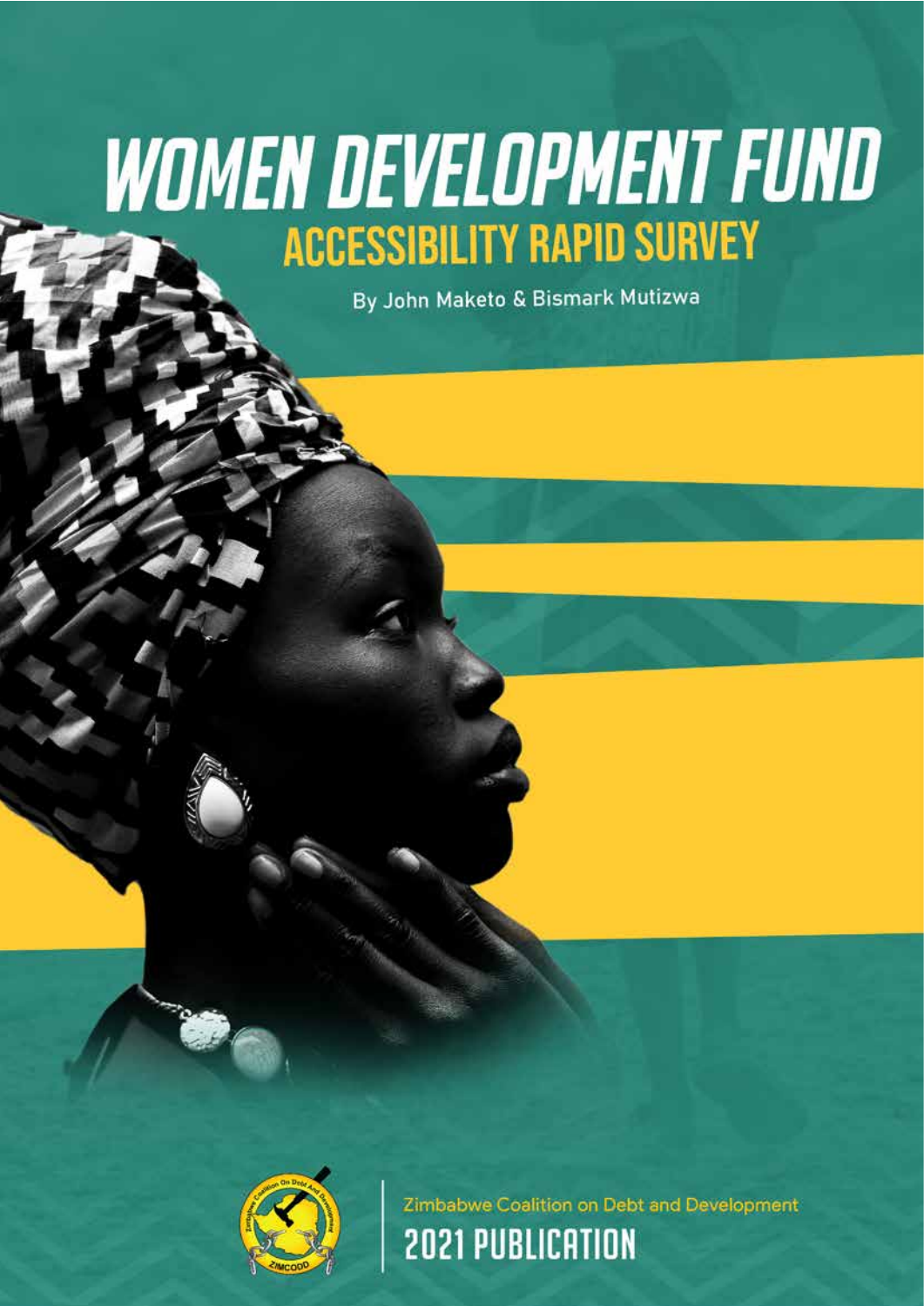# WOMEN DEVELOPMENT FUND

## ACCESSIBILITY RAPID SURVEY

By John Maketo & Bismark Mutizwa

Zimbabwe Coalition on Debt and Development

2021 PUBLICATION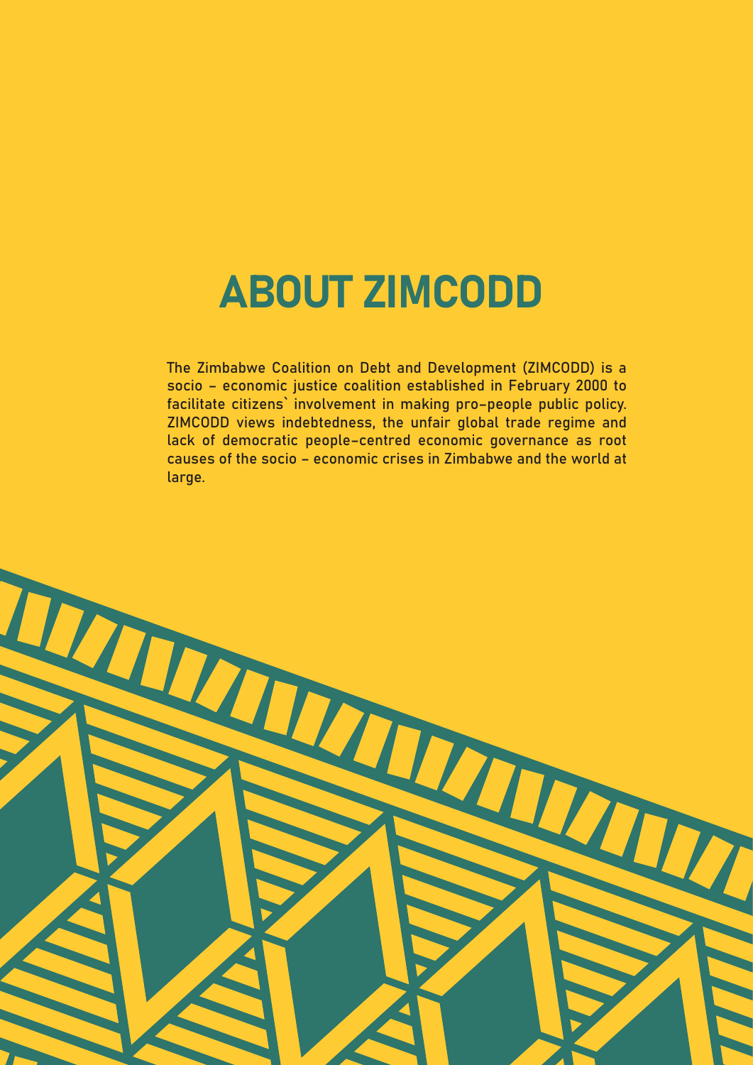# ABOUT ZIMCODD

The Zimbabwe Coalition on Debt and Development (ZIMCODD) is a socio – economic justice coalition established in February 2000 to facilitate citizens` involvement in making pro–people public policy. ZIMCODD views indebtedness, the unfair global trade regime and lack of democratic people–centred economic governance as root causes of the socio – economic crises in Zimbabwe and the world at large.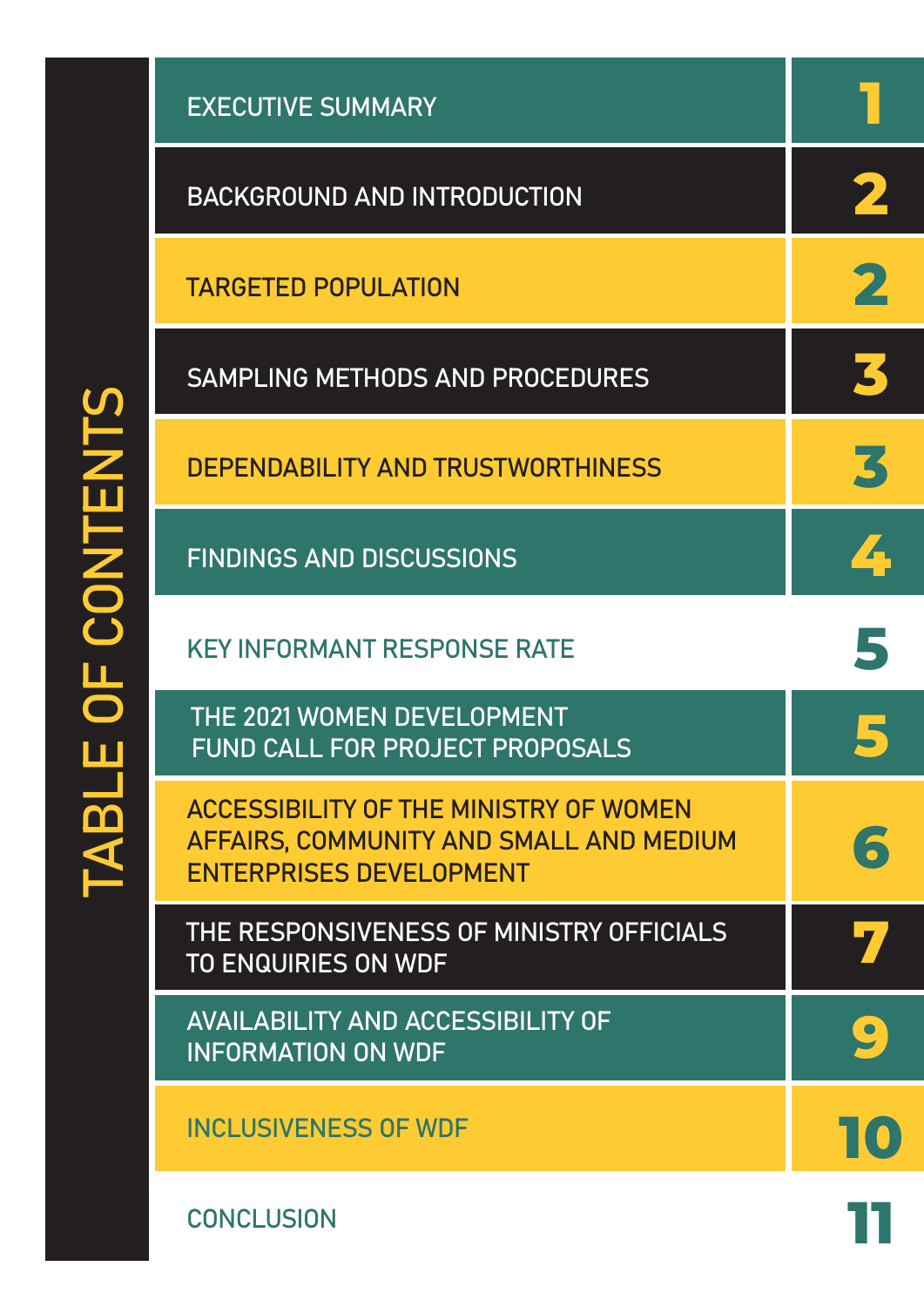# TABLE OF CONTENTS

| Section | Page |
|---|---|
| EXECUTIVE SUMMARY | 1 |
| BACKGROUND AND INTRODUCTION | 2 |
| TARGETED POPULATION | 2 |
| SAMPLING METHODS AND PROCEDURES | 3 |
| DEPENDABILITY AND TRUSTWORTHINESS | 3 |
| FINDINGS AND DISCUSSIONS | 4 |
| KEY INFORMANT RESPONSE RATE | 5 |
| THE 2021 WOMEN DEVELOPMENT FUND CALL FOR PROJECT PROPOSALS | 5 |
| ACCESSIBILITY OF THE MINISTRY OF WOMEN AFFAIRS, COMMUNITY AND SMALL AND MEDIUM ENTERPRISES DEVELOPMENT | 6 |
| THE RESPONSIVENESS OF MINISTRY OFFICIALS TO ENQUIRIES ON WDF | 7 |
| AVAILABILITY AND ACCESSIBILITY OF INFORMATION ON WDF | 9 |
| INCLUSIVENESS OF WDF | 10 |
| CONCLUSION | 11 |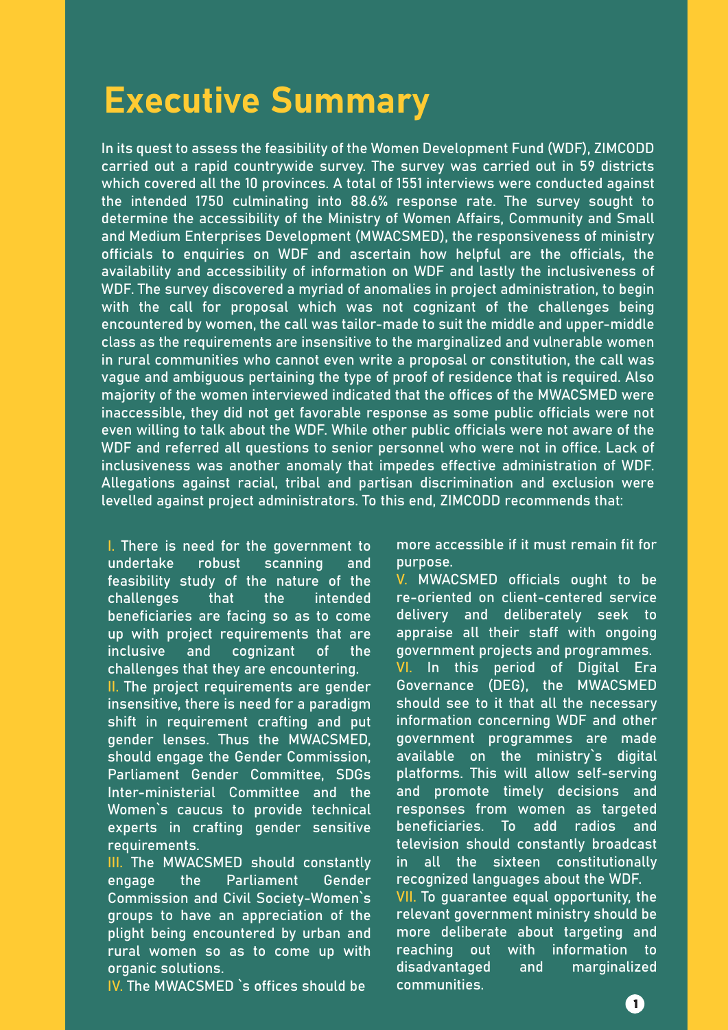# Executive Summary

In its quest to assess the feasibility of the Women Development Fund (WDF), ZIMCODD carried out a rapid countrywide survey. The survey was carried out in 59 districts which covered all the 10 provinces. A total of 1551 interviews were conducted against the intended 1750 culminating into 88.6% response rate. The survey sought to determine the accessibility of the Ministry of Women Affairs, Community and Small and Medium Enterprises Development (MWACSMED), the responsiveness of ministry officials to enquiries on WDF and ascertain how helpful are the officials, the availability and accessibility of information on WDF and lastly the inclusiveness of WDF. The survey discovered a myriad of anomalies in project administration, to begin with the call for proposal which was not cognizant of the challenges being encountered by women, the call was tailor-made to suit the middle and upper-middle class as the requirements are insensitive to the marginalized and vulnerable women in rural communities who cannot even write a proposal or constitution, the call was vague and ambiguous pertaining the type of proof of residence that is required. Also majority of the women interviewed indicated that the offices of the MWACSMED were inaccessible, they did not get favorable response as some public officials were not even willing to talk about the WDF. While other public officials were not aware of the WDF and referred all questions to senior personnel who were not in office. Lack of inclusiveness was another anomaly that impedes effective administration of WDF. Allegations against racial, tribal and partisan discrimination and exclusion were levelled against project administrators. To this end, ZIMCODD recommends that:

I. There is need for the government to undertake robust scanning and feasibility study of the nature of the challenges that the intended beneficiaries are facing so as to come up with project requirements that are inclusive and cognizant of the challenges that they are encountering.

II. The project requirements are gender insensitive, there is need for a paradigm shift in requirement crafting and put gender lenses. Thus the MWACSMED, should engage the Gender Commission, Parliament Gender Committee, SDGs Inter-ministerial Committee and the Women`s caucus to provide technical experts in crafting gender sensitive requirements.

III. The MWACSMED should constantly engage the Parliament Gender Commission and Civil Society-Women`s groups to have an appreciation of the plight being encountered by urban and rural women so as to come up with organic solutions.

IV. The MWACSMED `s offices should be more accessible if it must remain fit for purpose.

V. MWACSMED officials ought to be re-oriented on client-centered service delivery and deliberately seek to appraise all their staff with ongoing government projects and programmes.

VI. In this period of Digital Era Governance (DEG), the MWACSMED should see to it that all the necessary information concerning WDF and other government programmes are made available on the ministry`s digital platforms. This will allow self-serving and promote timely decisions and responses from women as targeted beneficiaries. To add radios and television should constantly broadcast in all the sixteen constitutionally recognized languages about the WDF.

VII. To guarantee equal opportunity, the relevant government ministry should be more deliberate about targeting and reaching out with information to disadvantaged and marginalized communities.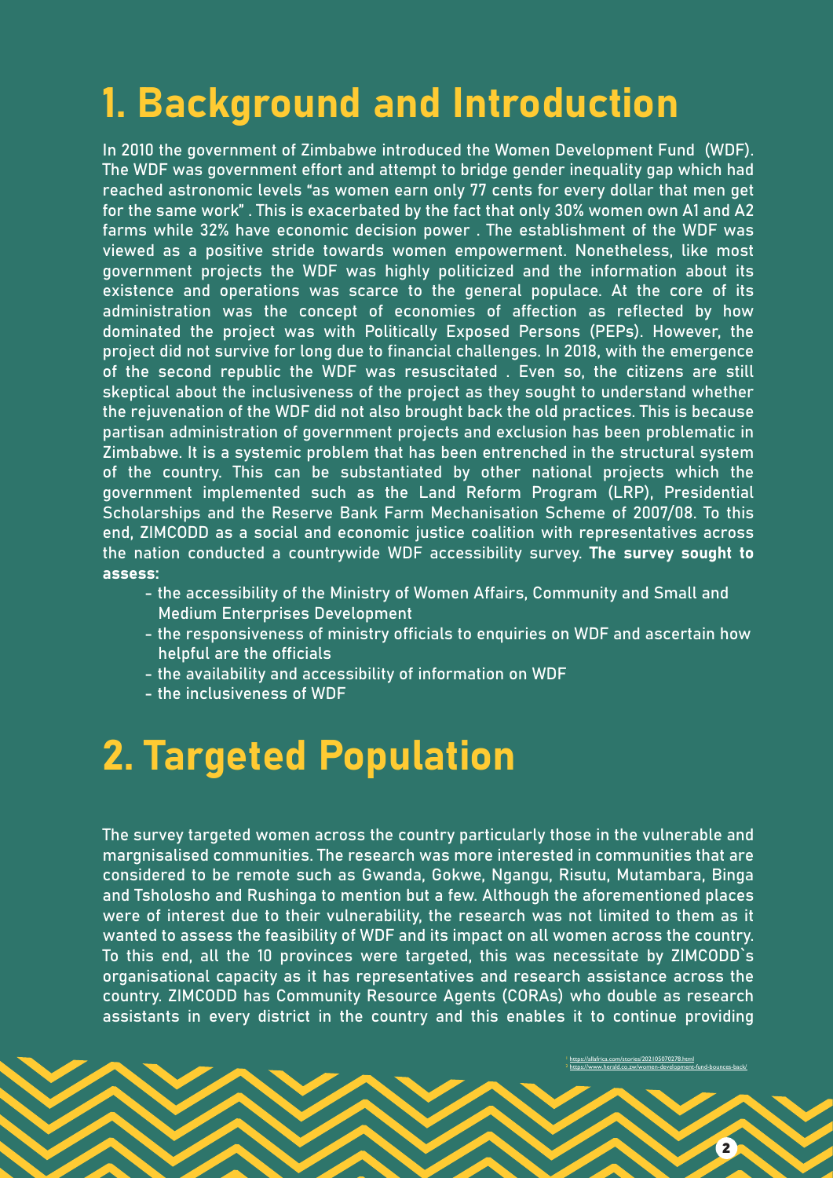# 1. Background and Introduction

In 2010 the government of Zimbabwe introduced the Women Development Fund (WDF). The WDF was government effort and attempt to bridge gender inequality gap which had reached astronomic levels "as women earn only 77 cents for every dollar that men get for the same work" . This is exacerbated by the fact that only 30% women own A1 and A2 farms while 32% have economic decision power . The establishment of the WDF was viewed as a positive stride towards women empowerment. Nonetheless, like most government projects the WDF was highly politicized and the information about its existence and operations was scarce to the general populace. At the core of its administration was the concept of economies of affection as reflected by how dominated the project was with Politically Exposed Persons (PEPs). However, the project did not survive for long due to financial challenges. In 2018, with the emergence of the second republic the WDF was resuscitated . Even so, the citizens are still skeptical about the inclusiveness of the project as they sought to understand whether the rejuvenation of the WDF did not also brought back the old practices. This is because partisan administration of government projects and exclusion has been problematic in Zimbabwe. It is a systemic problem that has been entrenched in the structural system of the country. This can be substantiated by other national projects which the government implemented such as the Land Reform Program (LRP), Presidential Scholarships and the Reserve Bank Farm Mechanisation Scheme of 2007/08. To this end, ZIMCODD as a social and economic justice coalition with representatives across the nation conducted a countrywide WDF accessibility survey. **The survey sought to assess:**

- the accessibility of the Ministry of Women Affairs, Community and Small and Medium Enterprises Development
- the responsiveness of ministry officials to enquiries on WDF and ascertain how helpful are the officials
- the availability and accessibility of information on WDF
- the inclusiveness of WDF

# 2. Targeted Population

The survey targeted women across the country particularly those in the vulnerable and margnisalised communities. The research was more interested in communities that are considered to be remote such as Gwanda, Gokwe, Ngangu, Risutu, Mutambara, Binga and Tsholosho and Rushinga to mention but a few. Although the aforementioned places were of interest due to their vulnerability, the research was not limited to them as it wanted to assess the feasibility of WDF and its impact on all women across the country. To this end, all the 10 provinces were targeted, this was necessitate by ZIMCODD`s organisational capacity as it has representatives and research assistance across the country. ZIMCODD has Community Resource Agents (CORAs) who double as research assistants in every district in the country and this enables it to continue providing

[1] https://allafrica.com/stories/202105070278.html
[2] https://www.herald.co.zw/women-development-fund-bounces-back/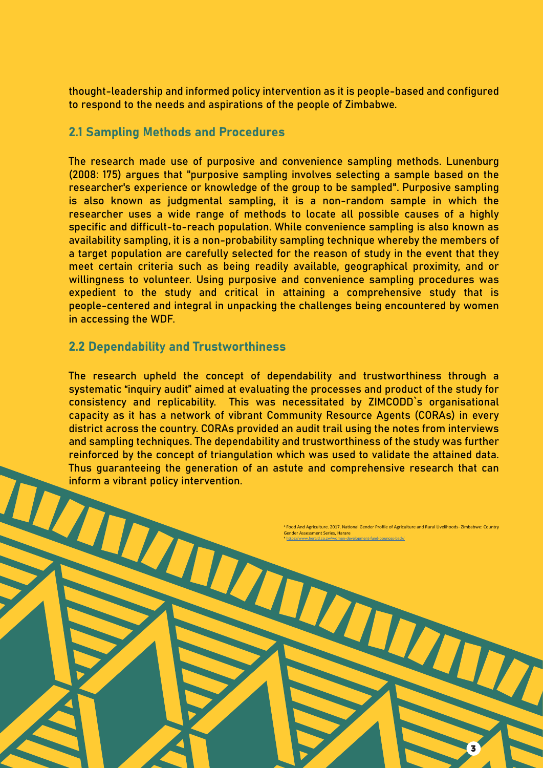thought-leadership and informed policy intervention as it is people-based and configured to respond to the needs and aspirations of the people of Zimbabwe.

## 2.1 Sampling Methods and Procedures

The research made use of purposive and convenience sampling methods. Lunenburg (2008: 175) argues that "purposive sampling involves selecting a sample based on the researcher's experience or knowledge of the group to be sampled". Purposive sampling is also known as judgmental sampling, it is a non-random sample in which the researcher uses a wide range of methods to locate all possible causes of a highly specific and difficult-to-reach population. While convenience sampling is also known as availability sampling, it is a non-probability sampling technique whereby the members of a target population are carefully selected for the reason of study in the event that they meet certain criteria such as being readily available, geographical proximity, and or willingness to volunteer. Using purposive and convenience sampling procedures was expedient to the study and critical in attaining a comprehensive study that is people-centered and integral in unpacking the challenges being encountered by women in accessing the WDF.

## 2.2 Dependability and Trustworthiness

The research upheld the concept of dependability and trustworthiness through a systematic "inquiry audit" aimed at evaluating the processes and product of the study for consistency and replicability. This was necessitated by ZIMCODD`s organisational capacity as it has a network of vibrant Community Resource Agents (CORAs) in every district across the country. CORAs provided an audit trail using the notes from interviews and sampling techniques. The dependability and trustworthiness of the study was further reinforced by the concept of triangulation which was used to validate the attained data. Thus guaranteeing the generation of an astute and comprehensive research that can inform a vibrant policy intervention.

[3] Food And Agriculture. 2017. National Gender Profile of Agriculture and Rural Livelihoods- Zimbabwe: Country Gender Assessment Series, Harare

[4] https://www.herald.co.zw/women-development-fund-bounces-back/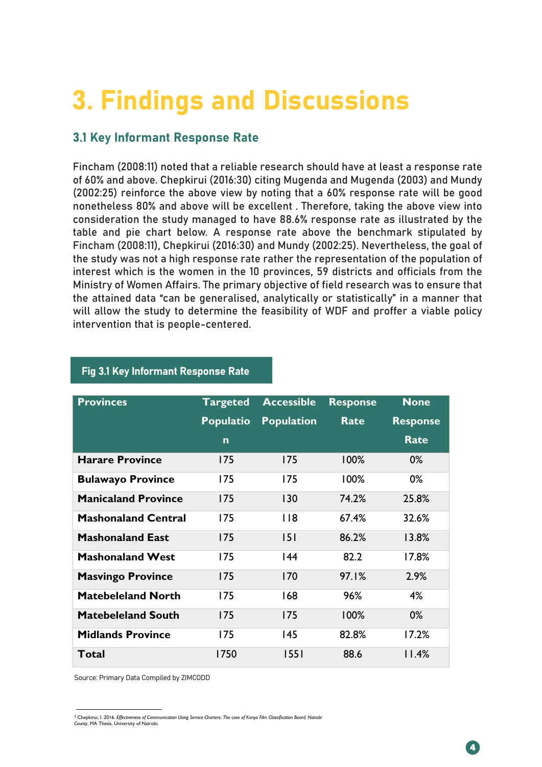# 3. Findings and Discussions

## 3.1 Key Informant Response Rate

Fincham (2008:11) noted that a reliable research should have at least a response rate of 60% and above. Chepkirui (2016:30) citing Mugenda and Mugenda (2003) and Mundy (2002:25) reinforce the above view by noting that a 60% response rate will be good nonetheless 80% and above will be excellent . Therefore, taking the above view into consideration the study managed to have 88.6% response rate as illustrated by the table and pie chart below. A response rate above the benchmark stipulated by Fincham (2008:11), Chepkirui (2016:30) and Mundy (2002:25). Nevertheless, the goal of the study was not a high response rate rather the representation of the population of interest which is the women in the 10 provinces, 59 districts and officials from the Ministry of Women Affairs. The primary objective of field research was to ensure that the attained data "can be generalised, analytically or statistically" in a manner that will allow the study to determine the feasibility of WDF and proffer a viable policy intervention that is people-centered.

**Fig 3.1 Key Informant Response Rate**

| Provinces | Targeted Population | Accessible Population | Response Rate | None Response Rate |
|---|---|---|---|---|
| **Harare Province** | 175 | 175 | 100% | 0% |
| **Bulawayo Province** | 175 | 175 | 100% | 0% |
| **Manicaland Province** | 175 | 130 | 74.2% | 25.8% |
| **Mashonaland Central** | 175 | 118 | 67.4% | 32.6% |
| **Mashonaland East** | 175 | 151 | 86.2% | 13.8% |
| **Mashonaland West** | 175 | 144 | 82.2 | 17.8% |
| **Masvingo Province** | 175 | 170 | 97.1% | 2.9% |
| **Matebeleland North** | 175 | 168 | 96% | 4% |
| **Matebeleland South** | 175 | 175 | 100% | 0% |
| **Midlands Province** | 175 | 145 | 82.8% | 17.2% |
| **Total** | 1750 | 1551 | 88.6 | 11.4% |

Source: Primary Data Compiled by ZIMCODD

[3] Chepkirui, I. 2016. *Effectiveness of Communication Using Service Charters: The case of Kenya Film Classification Board, Nairobi County*. MA Thesis. University of Nairobi.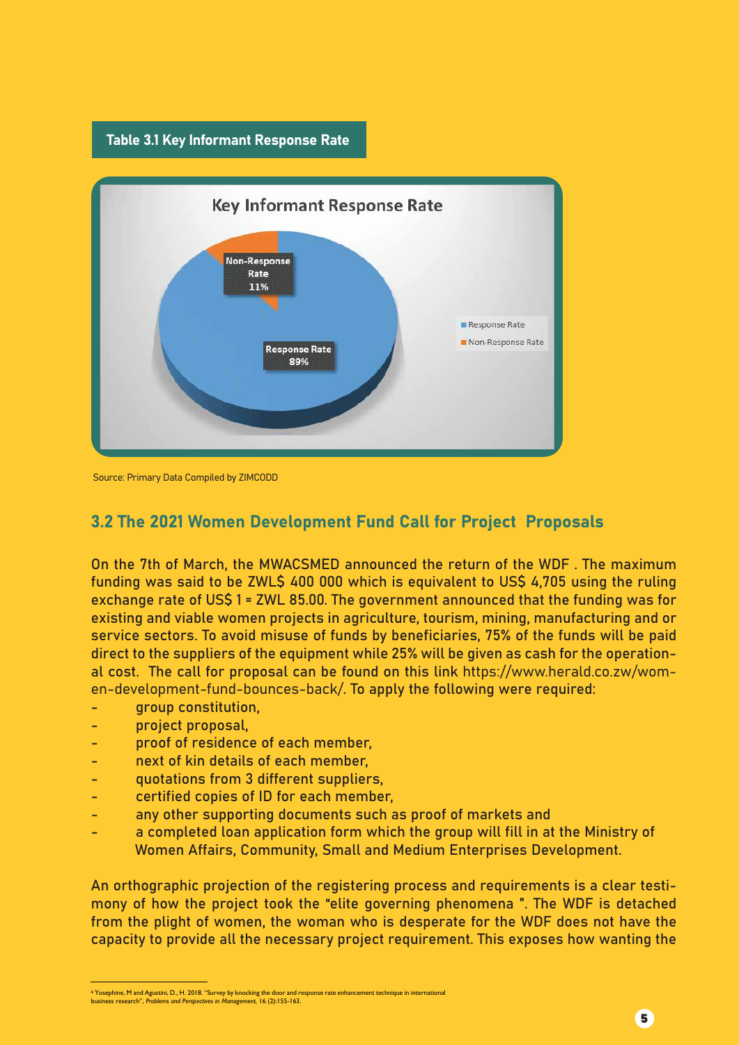**Table 3.1 Key Informant Response Rate**

Key Informant Response Rate

| | |
|---|---|
| Response Rate | 89% |
| Non-Response Rate | 11% |

Source: Primary Data Compiled by ZIMCODD

## 3.2 The 2021 Women Development Fund Call for Project Proposals

On the 7th of March, the MWACSMED announced the return of the WDF . The maximum funding was said to be ZWL$ 400 000 which is equivalent to US$ 4,705 using the ruling exchange rate of US$ 1 = ZWL 85.00. The government announced that the funding was for existing and viable women projects in agriculture, tourism, mining, manufacturing and or service sectors. To avoid misuse of funds by beneficiaries, 75% of the funds will be paid direct to the suppliers of the equipment while 25% will be given as cash for the operational cost. The call for proposal can be found on this link https://www.herald.co.zw/women-development-fund-bounces-back/. To apply the following were required:

- group constitution,
- project proposal,
- proof of residence of each member,
- next of kin details of each member,
- quotations from 3 different suppliers,
- certified copies of ID for each member,
- any other supporting documents such as proof of markets and
- a completed loan application form which the group will fill in at the Ministry of Women Affairs, Community, Small and Medium Enterprises Development.

An orthographic projection of the registering process and requirements is a clear testimony of how the project took the "elite governing phenomena ". The WDF is detached from the plight of women, the woman who is desperate for the WDF does not have the capacity to provide all the necessary project requirement. This exposes how wanting the

[4] Yosephine, M and Agustini, D., H. 2018. "Survey by knocking the door and response rate enhancement technique in international business research", *Problems and Perspectives in Management*, 16 (2):155-163.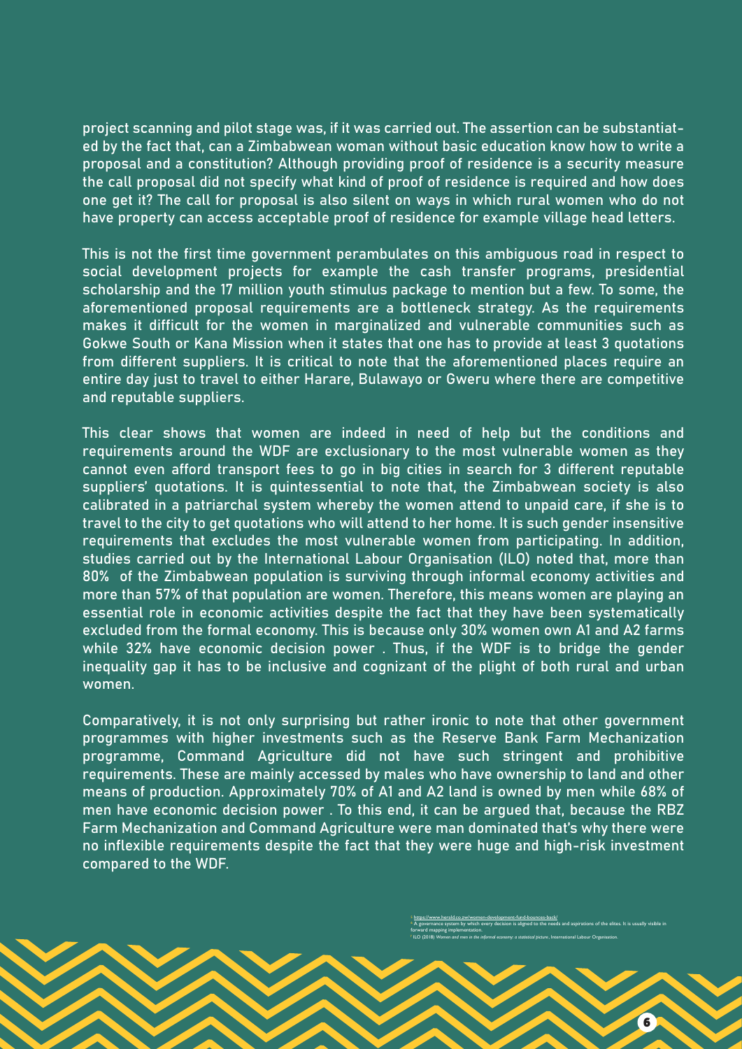project scanning and pilot stage was, if it was carried out. The assertion can be substantiated by the fact that, can a Zimbabwean woman without basic education know how to write a proposal and a constitution? Although providing proof of residence is a security measure the call proposal did not specify what kind of proof of residence is required and how does one get it? The call for proposal is also silent on ways in which rural women who do not have property can access acceptable proof of residence for example village head letters.

This is not the first time government perambulates on this ambiguous road in respect to social development projects for example the cash transfer programs, presidential scholarship and the 17 million youth stimulus package to mention but a few. To some, the aforementioned proposal requirements are a bottleneck strategy. As the requirements makes it difficult for the women in marginalized and vulnerable communities such as Gokwe South or Kana Mission when it states that one has to provide at least 3 quotations from different suppliers. It is critical to note that the aforementioned places require an entire day just to travel to either Harare, Bulawayo or Gweru where there are competitive and reputable suppliers.

This clear shows that women are indeed in need of help but the conditions and requirements around the WDF are exclusionary to the most vulnerable women as they cannot even afford transport fees to go in big cities in search for 3 different reputable suppliers' quotations. It is quintessential to note that, the Zimbabwean society is also calibrated in a patriarchal system whereby the women attend to unpaid care, if she is to travel to the city to get quotations who will attend to her home. It is such gender insensitive requirements that excludes the most vulnerable women from participating. In addition, studies carried out by the International Labour Organisation (ILO) noted that, more than 80% of the Zimbabwean population is surviving through informal economy activities and more than 57% of that population are women. Therefore, this means women are playing an essential role in economic activities despite the fact that they have been systematically excluded from the formal economy. This is because only 30% women own A1 and A2 farms while 32% have economic decision power . Thus, if the WDF is to bridge the gender inequality gap it has to be inclusive and cognizant of the plight of both rural and urban women.

Comparatively, it is not only surprising but rather ironic to note that other government programmes with higher investments such as the Reserve Bank Farm Mechanization programme, Command Agriculture did not have such stringent and prohibitive requirements. These are mainly accessed by males who have ownership to land and other means of production. Approximately 70% of A1 and A2 land is owned by men while 68% of men have economic decision power . To this end, it can be argued that, because the RBZ Farm Mechanization and Command Agriculture were man dominated that's why there were no inflexible requirements despite the fact that they were huge and high-risk investment compared to the WDF.

[5] https://www.herald.co.zw/women-development-fund-bounces-back/
[6] A governance system by which every decision is aligned to the needs and aspirations of the elites. It is usually visible in forward mapping implementation.
[7] ILO (2018) *Women and men in the informal economy: a statistical picture*, International Labour Organisation.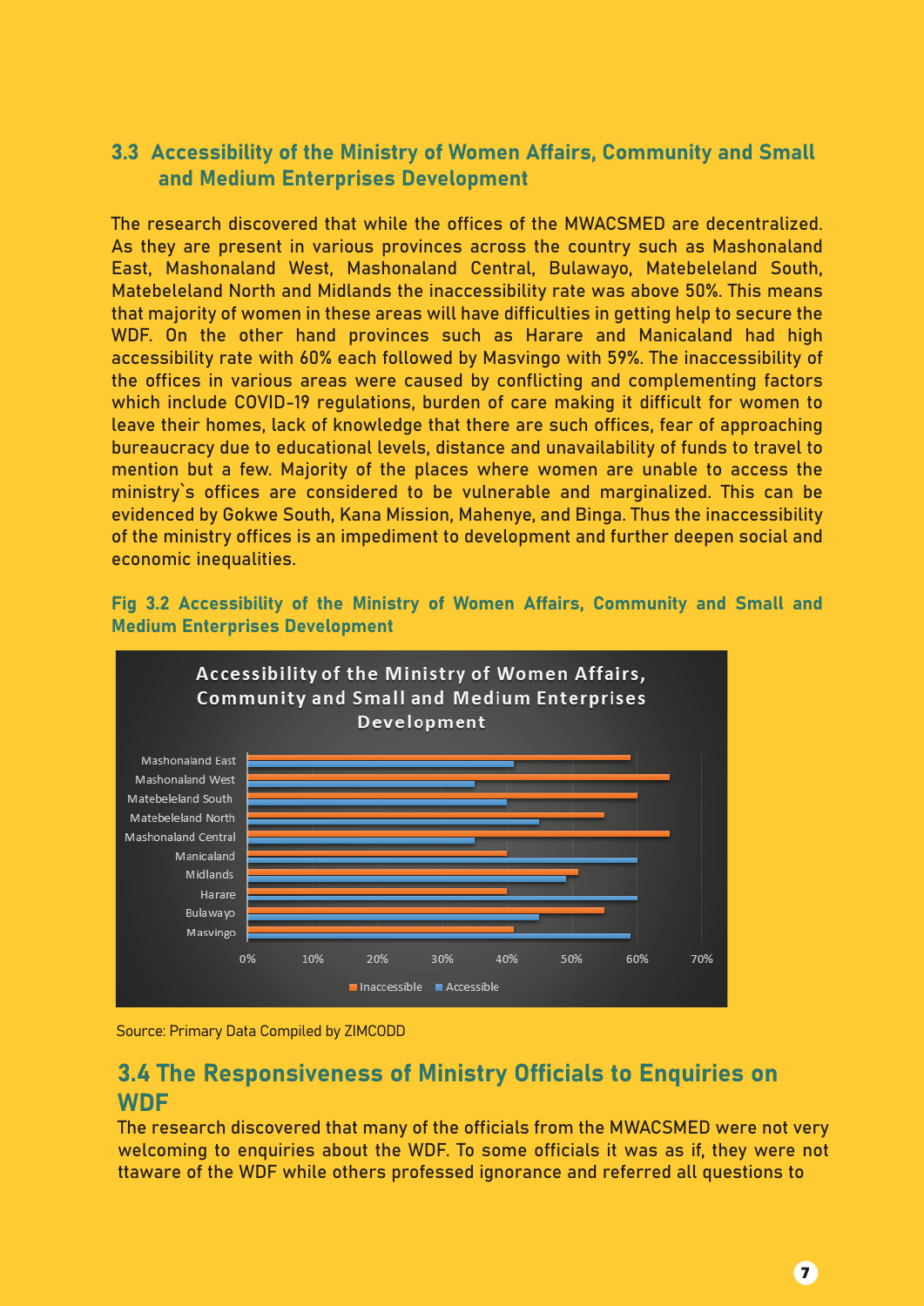## 3.3 Accessibility of the Ministry of Women Affairs, Community and Small and Medium Enterprises Development

The research discovered that while the offices of the MWACSMED are decentralized. As they are present in various provinces across the country such as Mashonaland East, Mashonaland West, Mashonaland Central, Bulawayo, Matebeleland South, Matebeleland North and Midlands the inaccessibility rate was above 50%. This means that majority of women in these areas will have difficulties in getting help to secure the WDF. On the other hand provinces such as Harare and Manicaland had high accessibility rate with 60% each followed by Masvingo with 59%. The inaccessibility of the offices in various areas were caused by conflicting and complementing factors which include COVID-19 regulations, burden of care making it difficult for women to leave their homes, lack of knowledge that there are such offices, fear of approaching bureaucracy due to educational levels, distance and unavailability of funds to travel to mention but a few. Majority of the places where women are unable to access the ministry`s offices are considered to be vulnerable and marginalized. This can be evidenced by Gokwe South, Kana Mission, Mahenye, and Binga. Thus the inaccessibility of the ministry offices is an impediment to development and further deepen social and economic inequalities.

**Fig 3.2 Accessibility of the Ministry of Women Affairs, Community and Small and Medium Enterprises Development**

Source: Primary Data Compiled by ZIMCODD

## 3.4 The Responsiveness of Ministry Officials to Enquiries on WDF

The research discovered that many of the officials from the MWACSMED were not very welcoming to enquiries about the WDF. To some officials it was as if, they were not ttaware of the WDF while others professed ignorance and referred all questions to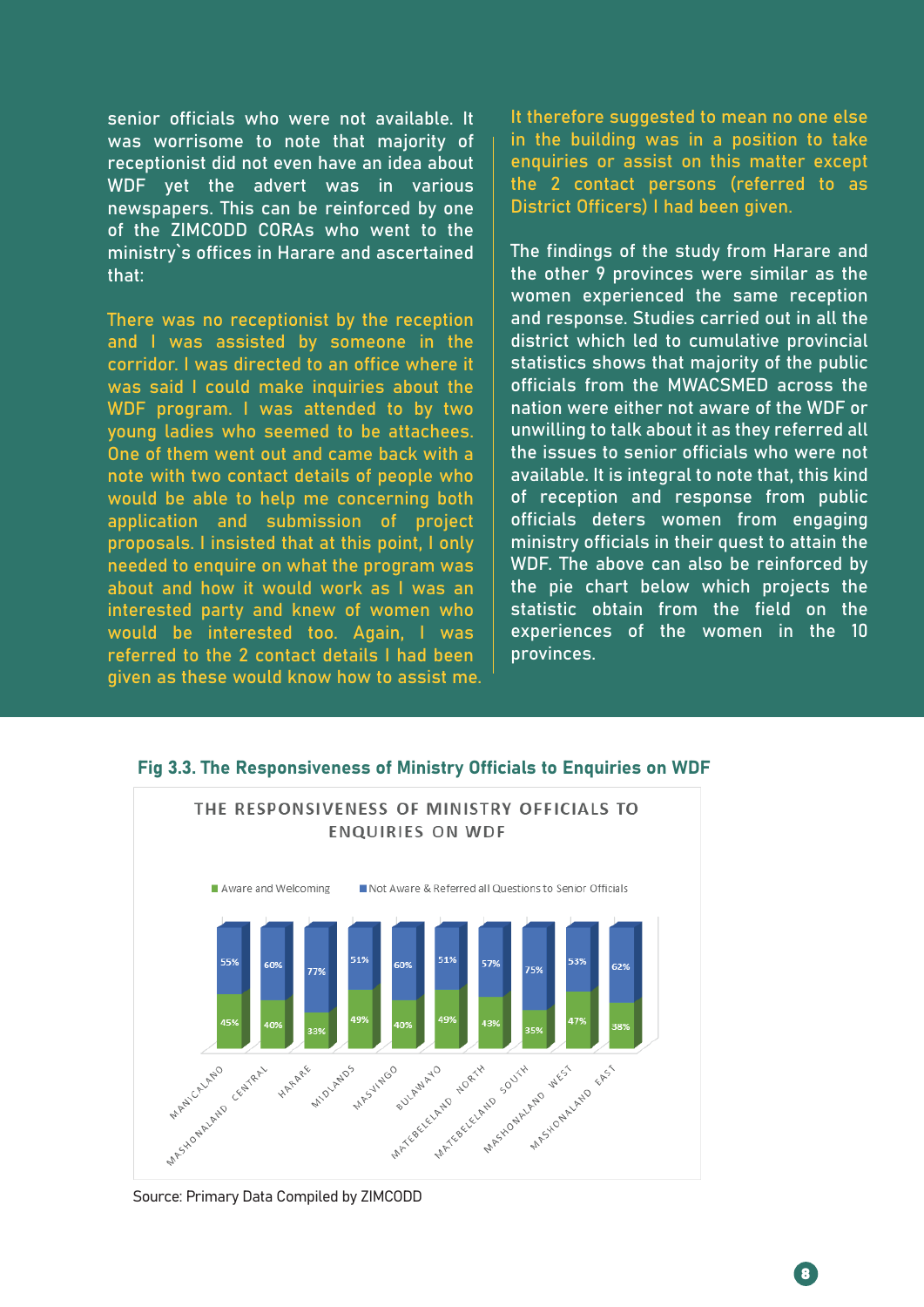senior officials who were not available. It was worrisome to note that majority of receptionist did not even have an idea about WDF yet the advert was in various newspapers. This can be reinforced by one of the ZIMCODD CORAs who went to the ministry`s offices in Harare and ascertained that:

> There was no receptionist by the reception and I was assisted by someone in the corridor. I was directed to an office where it was said I could make inquiries about the WDF program. I was attended to by two young ladies who seemed to be attachees. One of them went out and came back with a note with two contact details of people who would be able to help me concerning both application and submission of project proposals. I insisted that at this point, I only needed to enquire on what the program was about and how it would work as I was an interested party and knew of women who would be interested too. Again, I was referred to the 2 contact details I had been given as these would know how to assist me. It therefore suggested to mean no one else in the building was in a position to take enquiries or assist on this matter except the 2 contact persons (referred to as District Officers) I had been given.

The findings of the study from Harare and the other 9 provinces were similar as the women experienced the same reception and response. Studies carried out in all the district which led to cumulative provincial statistics shows that majority of the public officials from the MWACSMED across the nation were either not aware of the WDF or unwilling to talk about it as they referred all the issues to senior officials who were not available. It is integral to note that, this kind of reception and response from public officials deters women from engaging ministry officials in their quest to attain the WDF. The above can also be reinforced by the pie chart below which projects the statistic obtain from the field on the experiences of the women in the 10 provinces.

**Fig 3.3. The Responsiveness of Ministry Officials to Enquiries on WDF**

THE RESPONSIVENESS OF MINISTRY OFFICIALS TO ENQUIRIES ON WDF

| Province | Aware and Welcoming | Not Aware & Referred all Questions to Senior Officials |
|---|---|---|
| MANICALAND | 45% | 55% |
| MASHONALAND CENTRAL | 40% | 60% |
| HARARE | 33% | 77% |
| MIDLANDS | 49% | 51% |
| MASVINGO | 40% | 60% |
| BULAWAYO | 49% | 51% |
| MATEBELELAND NORTH | 43% | 57% |
| MATEBELELAND SOUTH | 35% | 75% |
| MASHONALAND WEST | 47% | 53% |
| MASHONALAND EAST | 38% | 62% |

Source: Primary Data Compiled by ZIMCODD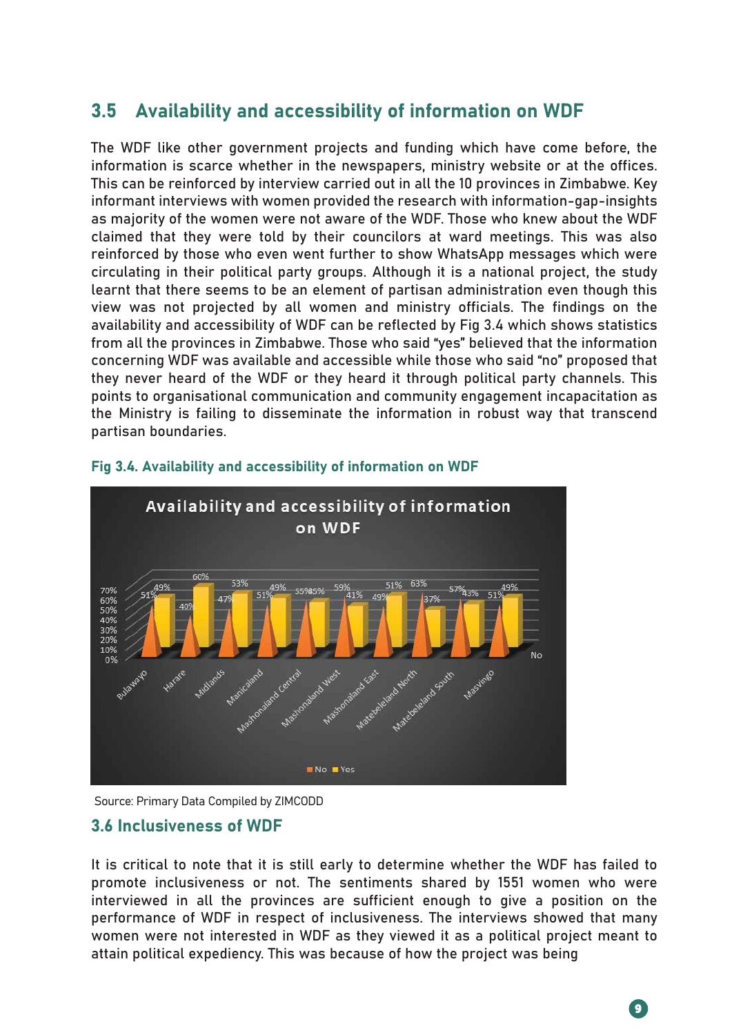## 3.5 Availability and accessibility of information on WDF

The WDF like other government projects and funding which have come before, the information is scarce whether in the newspapers, ministry website or at the offices. This can be reinforced by interview carried out in all the 10 provinces in Zimbabwe. Key informant interviews with women provided the research with information-gap-insights as majority of the women were not aware of the WDF. Those who knew about the WDF claimed that they were told by their councilors at ward meetings. This was also reinforced by those who even went further to show WhatsApp messages which were circulating in their political party groups. Although it is a national project, the study learnt that there seems to be an element of partisan administration even though this view was not projected by all women and ministry officials. The findings on the availability and accessibility of WDF can be reflected by Fig 3.4 which shows statistics from all the provinces in Zimbabwe. Those who said "yes" believed that the information concerning WDF was available and accessible while those who said "no" proposed that they never heard of the WDF or they heard it through political party channels. This points to organisational communication and community engagement incapacitation as the Ministry is failing to disseminate the information in robust way that transcend partisan boundaries.

**Fig 3.4. Availability and accessibility of information on WDF**

Source: Primary Data Compiled by ZIMCODD

## 3.6 Inclusiveness of WDF

It is critical to note that it is still early to determine whether the WDF has failed to promote inclusiveness or not. The sentiments shared by 1551 women who were interviewed in all the provinces are sufficient enough to give a position on the performance of WDF in respect of inclusiveness. The interviews showed that many women were not interested in WDF as they viewed it as a political project meant to attain political expediency. This was because of how the project was being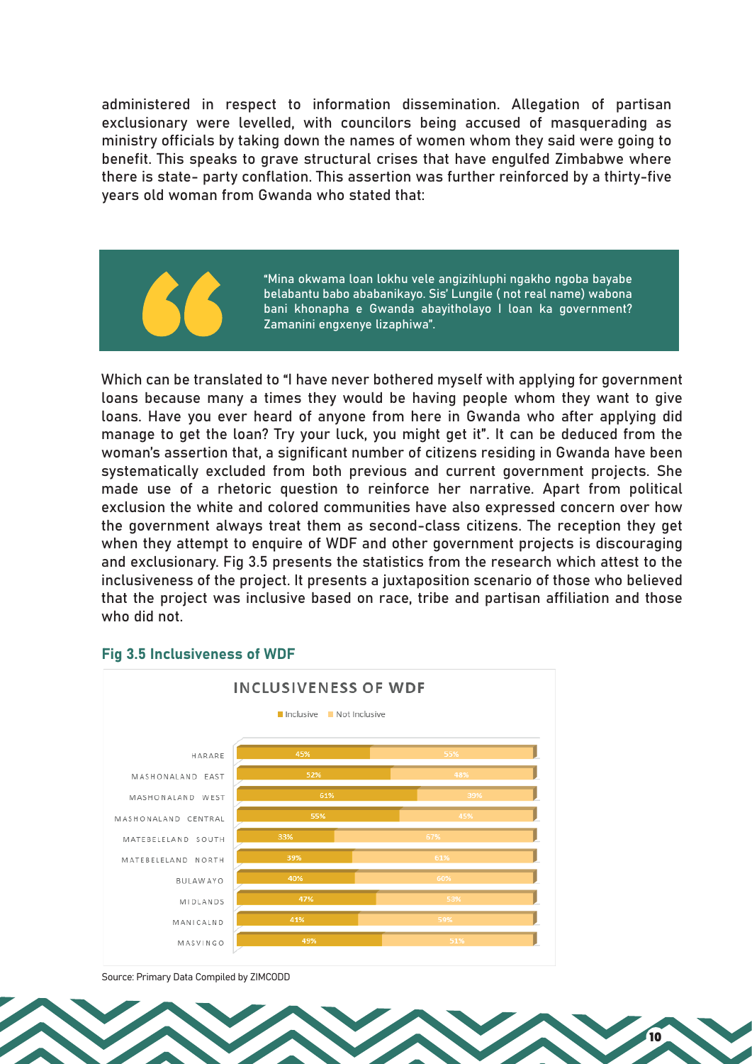administered in respect to information dissemination. Allegation of partisan exclusionary were levelled, with councilors being accused of masquerading as ministry officials by taking down the names of women whom they said were going to benefit. This speaks to grave structural crises that have engulfed Zimbabwe where there is state- party conflation. This assertion was further reinforced by a thirty-five years old woman from Gwanda who stated that:

> "Mina okwama loan lokhu vele angizihluphi ngakho ngoba bayabe belabantu babo ababanikayo. Sis' Lungile ( not real name) wabona bani khonapha e Gwanda abayitholayo I loan ka government? Zamanini engxenye lizaphiwa".

Which can be translated to "I have never bothered myself with applying for government loans because many a times they would be having people whom they want to give loans. Have you ever heard of anyone from here in Gwanda who after applying did manage to get the loan? Try your luck, you might get it". It can be deduced from the woman's assertion that, a significant number of citizens residing in Gwanda have been systematically excluded from both previous and current government projects. She made use of a rhetoric question to reinforce her narrative. Apart from political exclusion the white and colored communities have also expressed concern over how the government always treat them as second-class citizens. The reception they get when they attempt to enquire of WDF and other government projects is discouraging and exclusionary. Fig 3.5 presents the statistics from the research which attest to the inclusiveness of the project. It presents a juxtaposition scenario of those who believed that the project was inclusive based on race, tribe and partisan affiliation and those who did not.

### Fig 3.5 Inclusiveness of WDF

**INCLUSIVENESS OF WDF**

| Province | Inclusive | Not Inclusive |
|---|---|---|
| HARARE | 45% | 55% |
| MASHONALAND EAST | 52% | 48% |
| MASHONALAND WEST | 61% | 39% |
| MASHONALAND CENTRAL | 55% | 45% |
| MATEBELELAND SOUTH | 33% | 67% |
| MATEBELELAND NORTH | 39% | 61% |
| BULAWAYO | 40% | 60% |
| MIDLANDS | 47% | 53% |
| MANICALND | 41% | 59% |
| MASVINGO | 49% | 51% |

Source: Primary Data Compiled by ZIMCODD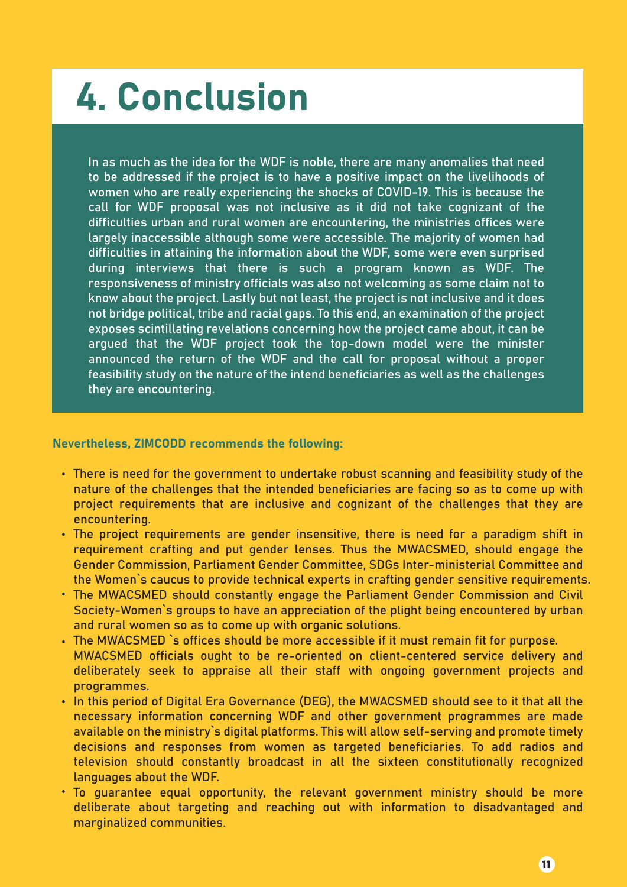# 4. Conclusion

In as much as the idea for the WDF is noble, there are many anomalies that need to be addressed if the project is to have a positive impact on the livelihoods of women who are really experiencing the shocks of COVID-19. This is because the call for WDF proposal was not inclusive as it did not take cognizant of the difficulties urban and rural women are encountering, the ministries offices were largely inaccessible although some were accessible. The majority of women had difficulties in attaining the information about the WDF, some were even surprised during interviews that there is such a program known as WDF. The responsiveness of ministry officials was also not welcoming as some claim not to know about the project. Lastly but not least, the project is not inclusive and it does not bridge political, tribe and racial gaps. To this end, an examination of the project exposes scintillating revelations concerning how the project came about, it can be argued that the WDF project took the top-down model were the minister announced the return of the WDF and the call for proposal without a proper feasibility study on the nature of the intend beneficiaries as well as the challenges they are encountering.

**Nevertheless, ZIMCODD recommends the following:**

- There is need for the government to undertake robust scanning and feasibility study of the nature of the challenges that the intended beneficiaries are facing so as to come up with project requirements that are inclusive and cognizant of the challenges that they are encountering.
- The project requirements are gender insensitive, there is need for a paradigm shift in requirement crafting and put gender lenses. Thus the MWACSMED, should engage the Gender Commission, Parliament Gender Committee, SDGs Inter-ministerial Committee and the Women`s caucus to provide technical experts in crafting gender sensitive requirements.
- The MWACSMED should constantly engage the Parliament Gender Commission and Civil Society-Women`s groups to have an appreciation of the plight being encountered by urban and rural women so as to come up with organic solutions.
- The MWACSMED `s offices should be more accessible if it must remain fit for purpose. MWACSMED officials ought to be re-oriented on client-centered service delivery and deliberately seek to appraise all their staff with ongoing government projects and programmes.
- In this period of Digital Era Governance (DEG), the MWACSMED should see to it that all the necessary information concerning WDF and other government programmes are made available on the ministry`s digital platforms. This will allow self-serving and promote timely decisions and responses from women as targeted beneficiaries. To add radios and television should constantly broadcast in all the sixteen constitutionally recognized languages about the WDF.
- To guarantee equal opportunity, the relevant government ministry should be more deliberate about targeting and reaching out with information to disadvantaged and marginalized communities.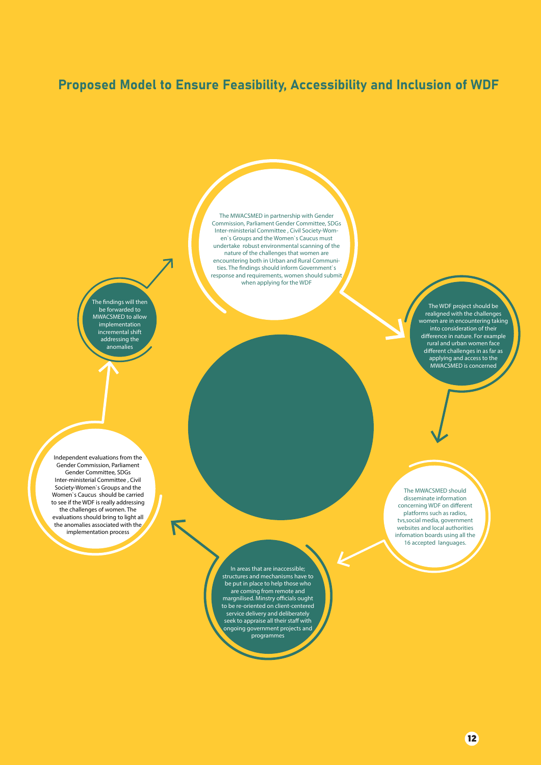## Proposed Model to Ensure Feasibility, Accessibility and Inclusion of WDF

The MWACSMED in partnership with Gender Commission, Parliament Gender Committee, SDGs Inter-ministerial Committee , Civil Society-Women`s Groups and the Women`s Caucus must undertake robust environmental scanning of the nature of the challenges that women are encountering both in Urban and Rural Communities. The findings should inform Government`s response and requirements, women should submit when applying for the WDF

The WDF project should be realigned with the challenges women are in encountering taking into consideration of their difference in nature. For example rural and urban women face different challenges in as far as applying and access to the MWACSMED is concerned

The MWACSMED should disseminate information concerning WDF on different platforms such as radios, tvs,social media, government websites and local authorities infomation boards using all the 16 accepted languages.

In areas that are inaccessible; structures and mechanisms have to be put in place to help those who are coming from remote and margnilised. Minstry officials ought to be re-oriented on client-centered service delivery and deliberately seek to appraise all their staff with ongoing government projects and programmes

Independent evaluations from the Gender Commission, Parliament Gender Committee, SDGs Inter-ministerial Committee , Civil Society-Women`s Groups and the Women`s Caucus should be carried to see if the WDF is really addressing the challenges of women. The evaluations should bring to light all the anomalies associated with the implementation process

The findings will then be forwarded to MWACSMED to allow implementation incremental shift addressing the anomalies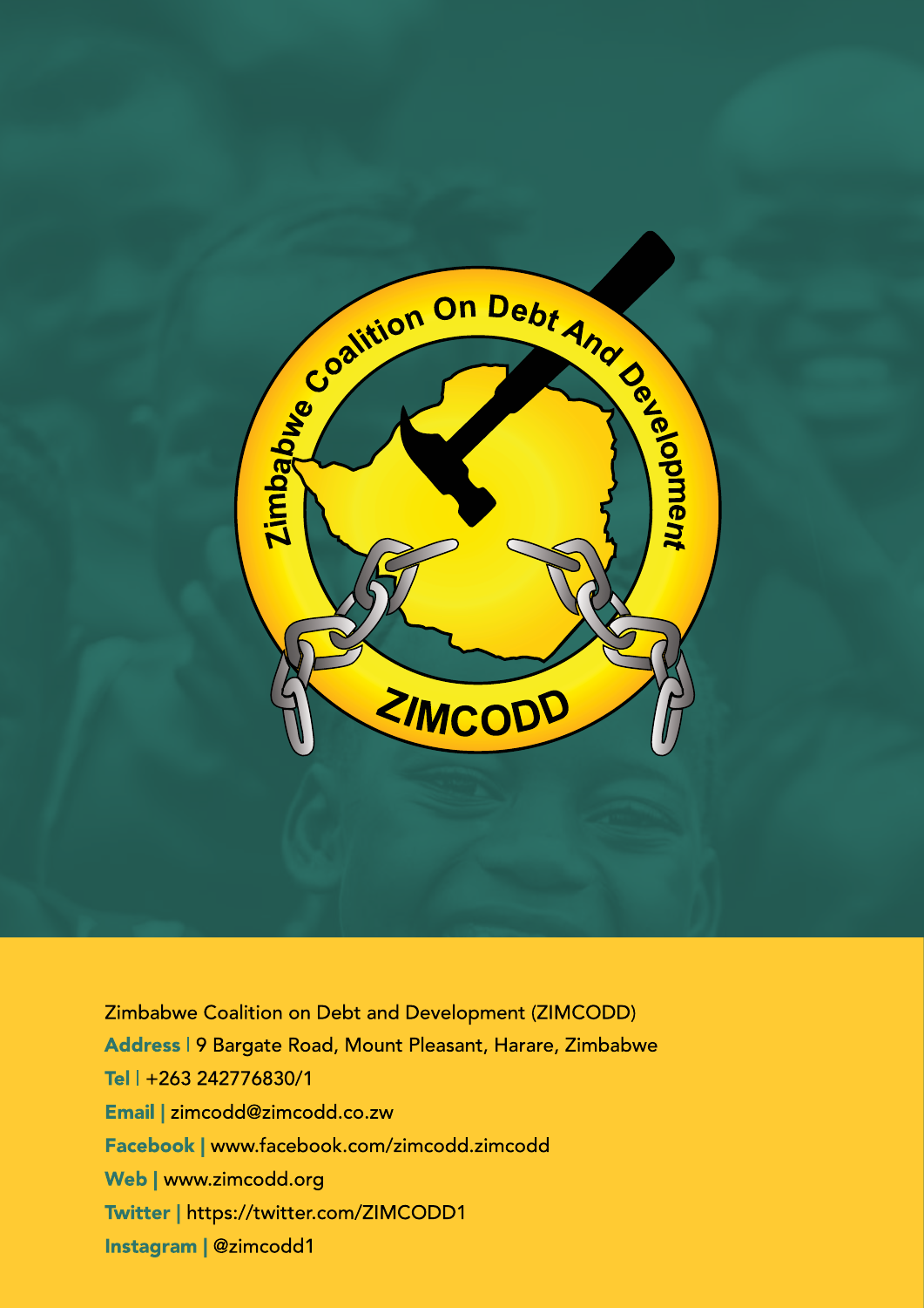Zimbabwe Coalition on Debt and Development (ZIMCODD)

**Address** | 9 Bargate Road, Mount Pleasant, Harare, Zimbabwe

**Tel** | +263 242776830/1

**Email** | zimcodd@zimcodd.co.zw

**Facebook** | www.facebook.com/zimcodd.zimcodd

**Web** | www.zimcodd.org

**Twitter** | https://twitter.com/ZIMCODD1

**Instagram** | @zimcodd1